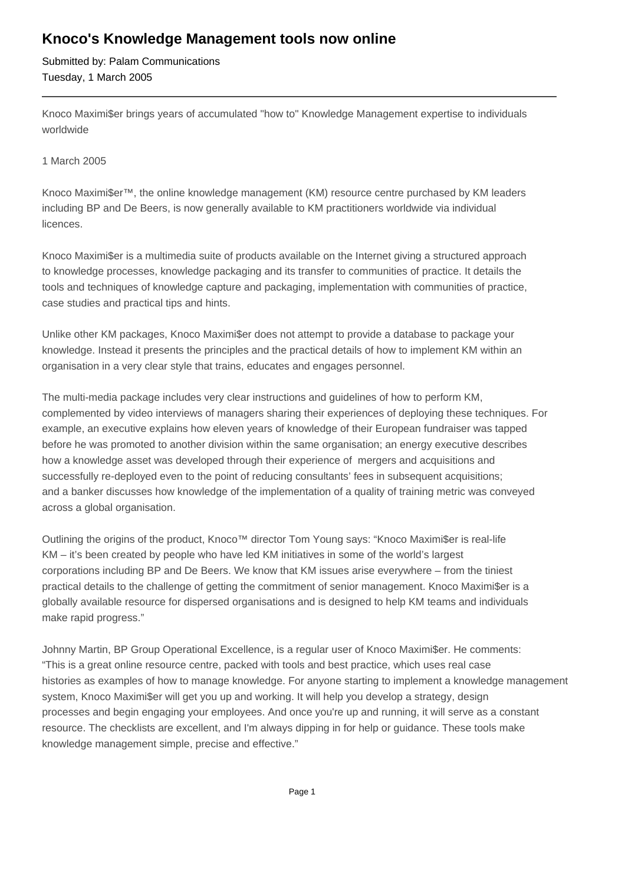# Knoco's Knowledge Management tools now online

Submitted by: Palam Communications
Tuesday, 1 March 2005

---

Knoco Maximi$er brings years of accumulated "how to" Knowledge Management expertise to individuals worldwide

1 March 2005

Knoco Maximi$er™, the online knowledge management (KM) resource centre purchased by KM leaders including BP and De Beers, is now generally available to KM practitioners worldwide via individual licences.

Knoco Maximi$er is a multimedia suite of products available on the Internet giving a structured approach to knowledge processes, knowledge packaging and its transfer to communities of practice. It details the tools and techniques of knowledge capture and packaging, implementation with communities of practice, case studies and practical tips and hints.

Unlike other KM packages, Knoco Maximi$er does not attempt to provide a database to package your knowledge. Instead it presents the principles and the practical details of how to implement KM within an organisation in a very clear style that trains, educates and engages personnel.

The multi-media package includes very clear instructions and guidelines of how to perform KM, complemented by video interviews of managers sharing their experiences of deploying these techniques. For example, an executive explains how eleven years of knowledge of their European fundraiser was tapped before he was promoted to another division within the same organisation; an energy executive describes how a knowledge asset was developed through their experience of mergers and acquisitions and successfully re-deployed even to the point of reducing consultants' fees in subsequent acquisitions; and a banker discusses how knowledge of the implementation of a quality of training metric was conveyed across a global organisation.

Outlining the origins of the product, Knoco™ director Tom Young says: "Knoco Maximi$er is real-life KM – it's been created by people who have led KM initiatives in some of the world's largest corporations including BP and De Beers. We know that KM issues arise everywhere – from the tiniest practical details to the challenge of getting the commitment of senior management. Knoco Maximi$er is a globally available resource for dispersed organisations and is designed to help KM teams and individuals make rapid progress."

Johnny Martin, BP Group Operational Excellence, is a regular user of Knoco Maximi$er. He comments: "This is a great online resource centre, packed with tools and best practice, which uses real case histories as examples of how to manage knowledge. For anyone starting to implement a knowledge management system, Knoco Maximi$er will get you up and working. It will help you develop a strategy, design processes and begin engaging your employees. And once you're up and running, it will serve as a constant resource. The checklists are excellent, and I'm always dipping in for help or guidance. These tools make knowledge management simple, precise and effective."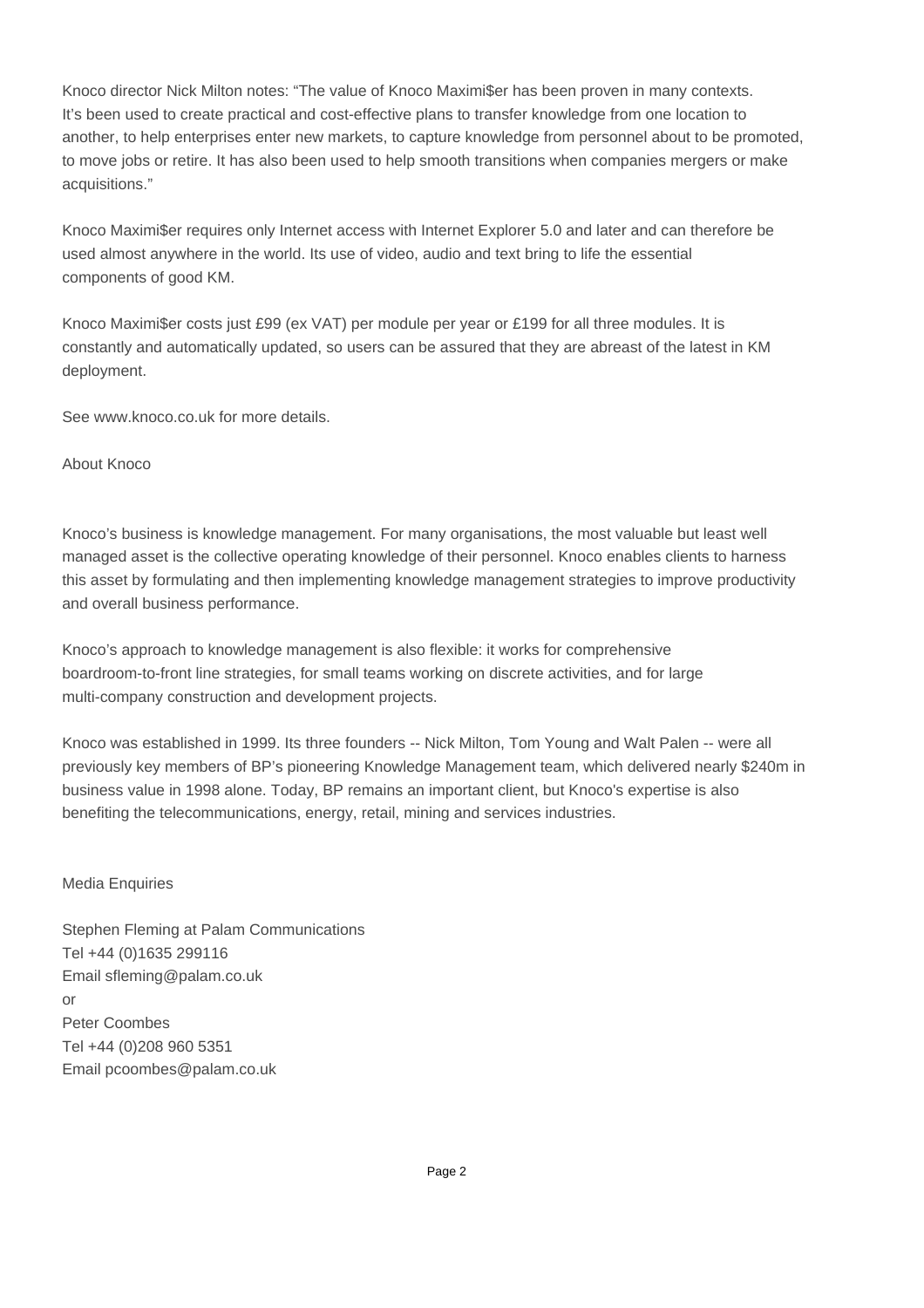Knoco director Nick Milton notes: "The value of Knoco Maximi$er has been proven in many contexts. It's been used to create practical and cost-effective plans to transfer knowledge from one location to another, to help enterprises enter new markets, to capture knowledge from personnel about to be promoted, to move jobs or retire. It has also been used to help smooth transitions when companies mergers or make acquisitions."

Knoco Maximi$er requires only Internet access with Internet Explorer 5.0 and later and can therefore be used almost anywhere in the world. Its use of video, audio and text bring to life the essential components of good KM.

Knoco Maximi$er costs just £99 (ex VAT) per module per year or £199 for all three modules. It is constantly and automatically updated, so users can be assured that they are abreast of the latest in KM deployment.

See www.knoco.co.uk for more details.

## About Knoco

Knoco's business is knowledge management. For many organisations, the most valuable but least well managed asset is the collective operating knowledge of their personnel. Knoco enables clients to harness this asset by formulating and then implementing knowledge management strategies to improve productivity and overall business performance.

Knoco's approach to knowledge management is also flexible: it works for comprehensive boardroom-to-front line strategies, for small teams working on discrete activities, and for large multi-company construction and development projects.

Knoco was established in 1999. Its three founders -- Nick Milton, Tom Young and Walt Palen -- were all previously key members of BP's pioneering Knowledge Management team, which delivered nearly $240m in business value in 1998 alone. Today, BP remains an important client, but Knoco's expertise is also benefiting the telecommunications, energy, retail, mining and services industries.

## Media Enquiries

Stephen Fleming at Palam Communications
Tel +44 (0)1635 299116
Email sfleming@palam.co.uk
or
Peter Coombes
Tel +44 (0)208 960 5351
Email pcoombes@palam.co.uk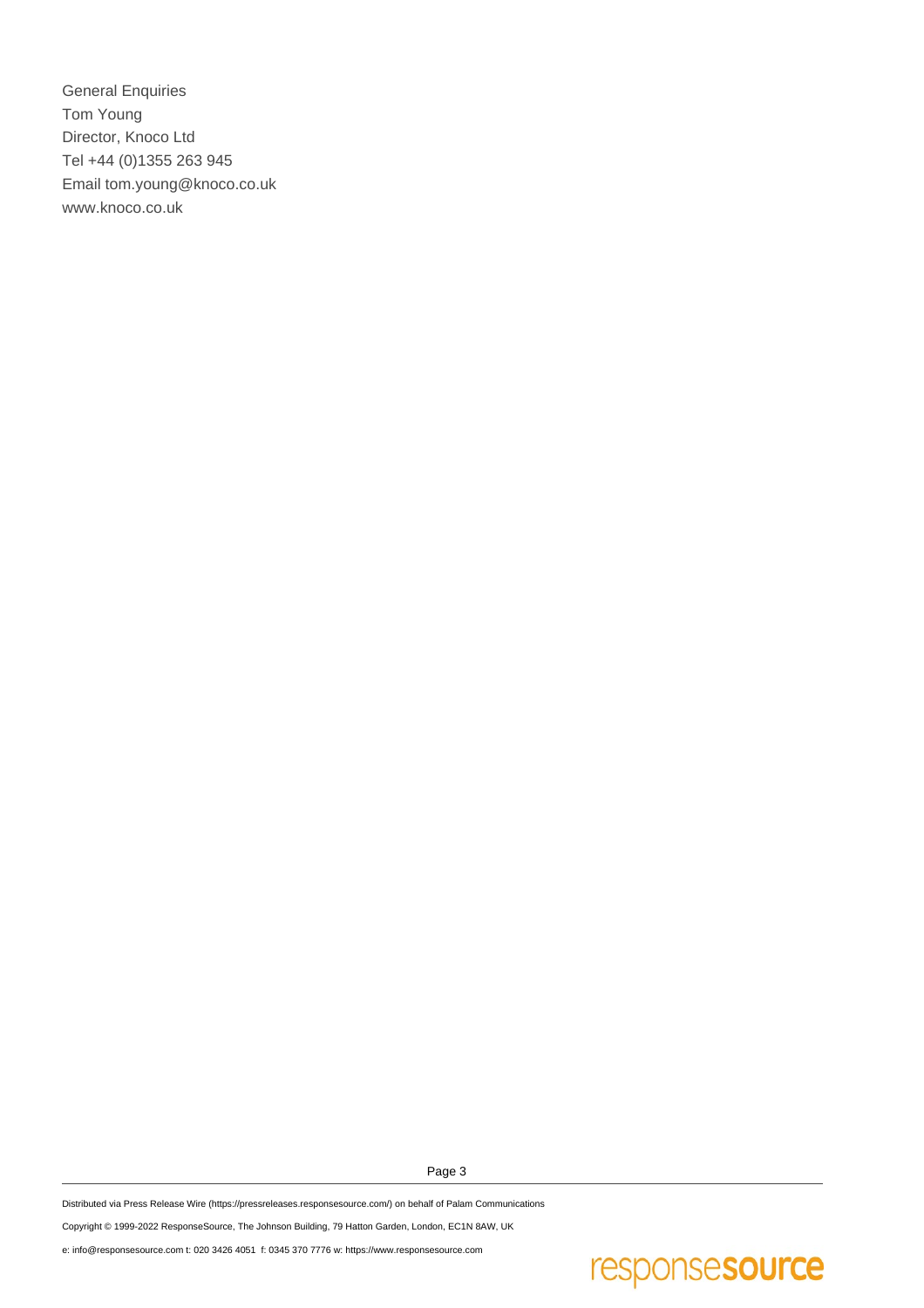General Enquiries
Tom Young
Director, Knoco Ltd
Tel +44 (0)1355 263 945
Email tom.young@knoco.co.uk
www.knoco.co.uk